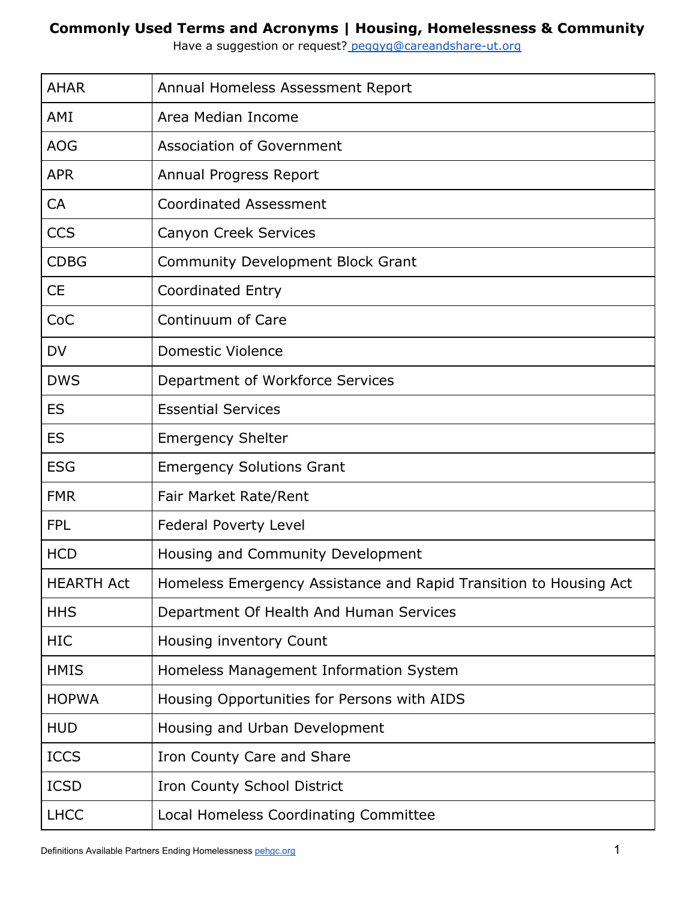# Commonly Used Terms and Acronyms | Housing, Homelessness & Community

Have a suggestion or request? [peggyg@careandshare-ut.org](mailto:peggyg@careandshare-ut.org)

| | |
|---|---|
| AHAR | Annual Homeless Assessment Report |
| AMI | Area Median Income |
| AOG | Association of Government |
| APR | Annual Progress Report |
| CA | Coordinated Assessment |
| CCS | Canyon Creek Services |
| CDBG | Community Development Block Grant |
| CE | Coordinated Entry |
| CoC | Continuum of Care |
| DV | Domestic Violence |
| DWS | Department of Workforce Services |
| ES | Essential Services |
| ES | Emergency Shelter |
| ESG | Emergency Solutions Grant |
| FMR | Fair Market Rate/Rent |
| FPL | Federal Poverty Level |
| HCD | Housing and Community Development |
| HEARTH Act | Homeless Emergency Assistance and Rapid Transition to Housing Act |
| HHS | Department Of Health And Human Services |
| HIC | Housing inventory Count |
| HMIS | Homeless Management Information System |
| HOPWA | Housing Opportunities for Persons with AIDS |
| HUD | Housing and Urban Development |
| ICCS | Iron County Care and Share |
| ICSD | Iron County School District |
| LHCC | Local Homeless Coordinating Committee |

Definitions Available Partners Ending Homelessness [pehgc.org](https://pehgc.org)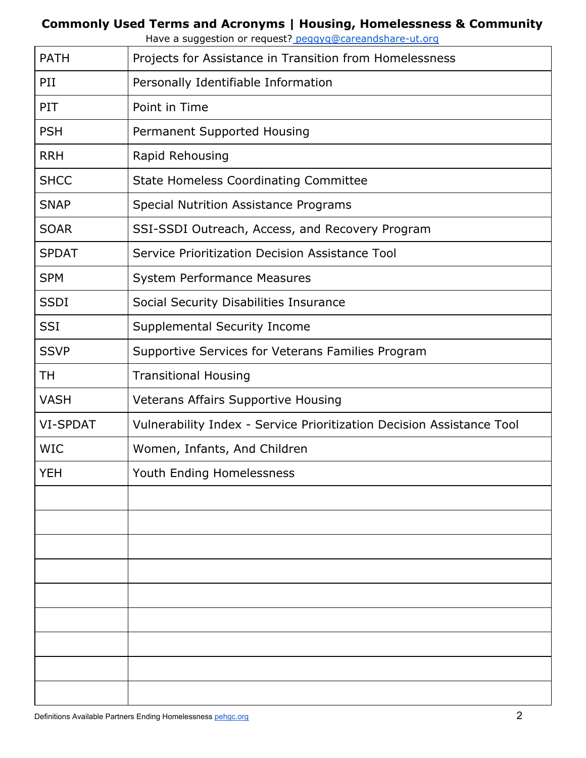**Commonly Used Terms and Acronyms | Housing, Homelessness & Community**

Have a suggestion or request? peggyg@careandshare-ut.org

| | |
|---|---|
| PATH | Projects for Assistance in Transition from Homelessness |
| PII | Personally Identifiable Information |
| PIT | Point in Time |
| PSH | Permanent Supported Housing |
| RRH | Rapid Rehousing |
| SHCC | State Homeless Coordinating Committee |
| SNAP | Special Nutrition Assistance Programs |
| SOAR | SSI-SSDI Outreach, Access, and Recovery Program |
| SPDAT | Service Prioritization Decision Assistance Tool |
| SPM | System Performance Measures |
| SSDI | Social Security Disabilities Insurance |
| SSI | Supplemental Security Income |
| SSVP | Supportive Services for Veterans Families Program |
| TH | Transitional Housing |
| VASH | Veterans Affairs Supportive Housing |
| VI-SPDAT | Vulnerability Index - Service Prioritization Decision Assistance Tool |
| WIC | Women, Infants, And Children |
| YEH | Youth Ending Homelessness |
| | |
| | |
| | |
| | |
| | |
| | |
| | |
| | |
| | |

Definitions Available Partners Ending Homelessness pehgc.org